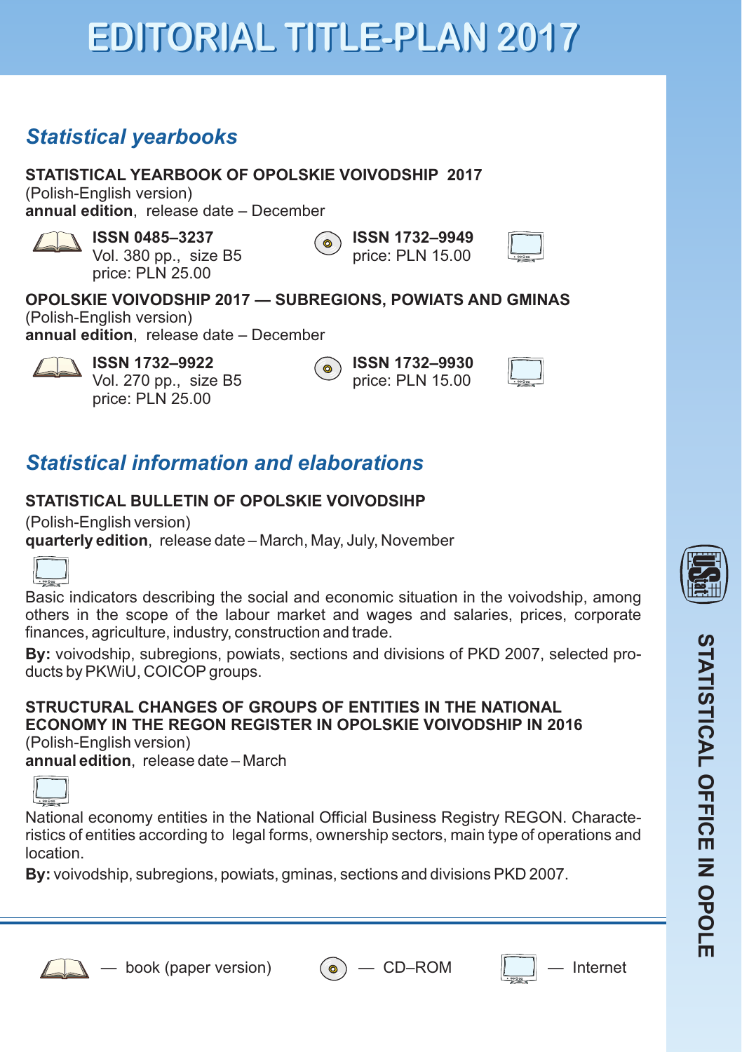# EDITORIAL TITLE-PLAN 2017

## *Statistical yearbooks*

**STATISTICAL YEARBOOK OF OPOLSKIE VOIVODSHIP 2017**
(Polish-English version)
**annual edition**, release date – December

**ISSN 0485–3237**
Vol. 380 pp., size B5
price: PLN 25.00

**ISSN 1732–9949**
price: PLN 15.00

**OPOLSKIE VOIVODSHIP 2017 — SUBREGIONS, POWIATS AND GMINAS**
(Polish-English version)
**annual edition**, release date – December

**ISSN 1732–9922**
Vol. 270 pp., size B5
price: PLN 25.00

**ISSN 1732–9930**
price: PLN 15.00

## *Statistical information and elaborations*

**STATISTICAL BULLETIN OF OPOLSKIE VOIVODSIHP**
(Polish-English version)
**quarterly edition**, release date – March, May, July, November

Basic indicators describing the social and economic situation in the voivodship, among others in the scope of the labour market and wages and salaries, prices, corporate finances, agriculture, industry, construction and trade.

**By:** voivodship, subregions, powiats, sections and divisions of PKD 2007, selected products by PKWiU, COICOP groups.

**STRUCTURAL CHANGES OF GROUPS OF ENTITIES IN THE NATIONAL ECONOMY IN THE REGON REGISTER IN OPOLSKIE VOIVODSHIP IN 2016**
(Polish-English version)
**annual edition**, release date – March

National economy entities in the National Official Business Registry REGON. Characteristics of entities according to legal forms, ownership sectors, main type of operations and location.

**By:** voivodship, subregions, powiats, gminas, sections and divisions PKD 2007.

— book (paper version) — CD–ROM — Internet

STATISTICAL OFFICE IN OPOLE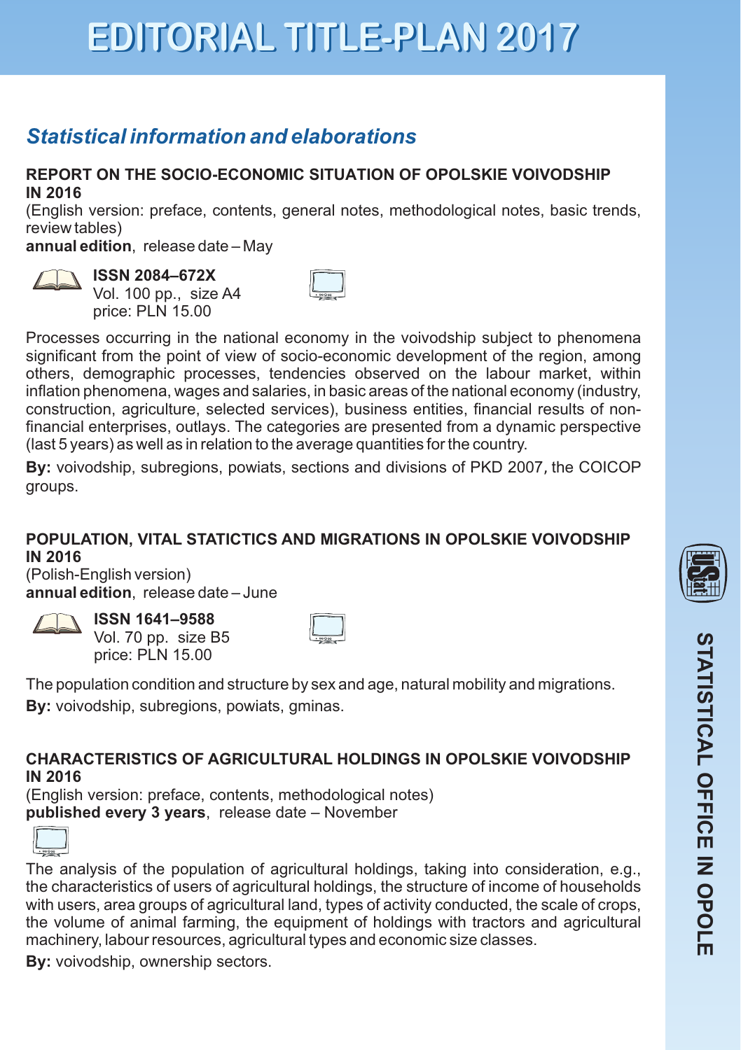# EDITORIAL TITLE-PLAN 2017

## *Statistical information and elaborations*

### REPORT ON THE SOCIO-ECONOMIC SITUATION OF OPOLSKIE VOIVODSHIP IN 2016

(English version: preface, contents, general notes, methodological notes, basic trends, review tables)

**annual edition**, release date – May

**ISSN 2084–672X**
Vol. 100 pp., size A4
price: PLN 15.00

Processes occurring in the national economy in the voivodship subject to phenomena significant from the point of view of socio-economic development of the region, among others, demographic processes, tendencies observed on the labour market, within inflation phenomena, wages and salaries, in basic areas of the national economy (industry, construction, agriculture, selected services), business entities, financial results of non-financial enterprises, outlays. The categories are presented from a dynamic perspective (last 5 years) as well as in relation to the average quantities for the country.

**By:** voivodship, subregions, powiats, sections and divisions of PKD 2007, the COICOP groups.

### POPULATION, VITAL STATICTICS AND MIGRATIONS IN OPOLSKIE VOIVODSHIP IN 2016

(Polish-English version)

**annual edition**, release date – June

**ISSN 1641–9588**
Vol. 70 pp. size B5
price: PLN 15.00

The population condition and structure by sex and age, natural mobility and migrations.

**By:** voivodship, subregions, powiats, gminas.

### CHARACTERISTICS OF AGRICULTURAL HOLDINGS IN OPOLSKIE VOIVODSHIP IN 2016

(English version: preface, contents, methodological notes)

**published every 3 years**, release date – November

The analysis of the population of agricultural holdings, taking into consideration, e.g., the characteristics of users of agricultural holdings, the structure of income of households with users, area groups of agricultural land, types of activity conducted, the scale of crops, the volume of animal farming, the equipment of holdings with tractors and agricultural machinery, labour resources, agricultural types and economic size classes.

**By:** voivodship, ownership sectors.

STATISTICAL OFFICE IN OPOLE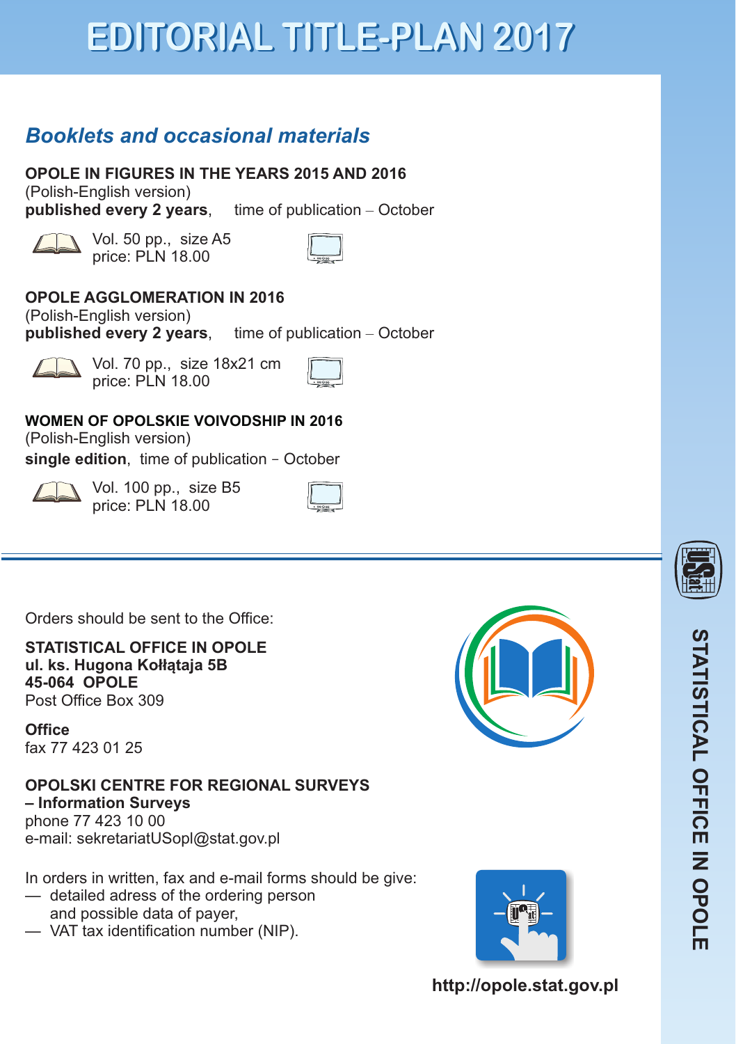# EDITORIAL TITLE-PLAN 2017

## *Booklets and occasional materials*

**OPOLE IN FIGURES IN THE YEARS 2015 AND 2016**
(Polish-English version)
**published every 2 years**, time of publication – October

Vol. 50 pp., size A5
price: PLN 18.00

**OPOLE AGGLOMERATION IN 2016**
(Polish-English version)
**published every 2 years**, time of publication – October

Vol. 70 pp., size 18x21 cm
price: PLN 18.00

**WOMEN OF OPOLSKIE VOIVODSHIP IN 2016**
(Polish-English version)
**single edition**, time of publication – October

Vol. 100 pp., size B5
price: PLN 18.00

---

Orders should be sent to the Office:

**STATISTICAL OFFICE IN OPOLE**
**ul. ks. Hugona Kołłątaja 5B**
**45-064 OPOLE**
Post Office Box 309

**Office**
fax 77 423 01 25

**OPOLSKI CENTRE FOR REGIONAL SURVEYS**
**– Information Surveys**
phone 77 423 10 00
e-mail: sekretariatUSopl@stat.gov.pl

In orders in written, fax and e-mail forms should be give:
- detailed adress of the ordering person and possible data of payer,
- VAT tax identification number (NIP).

**http://opole.stat.gov.pl**

**STATISTICAL OFFICE IN OPOLE**